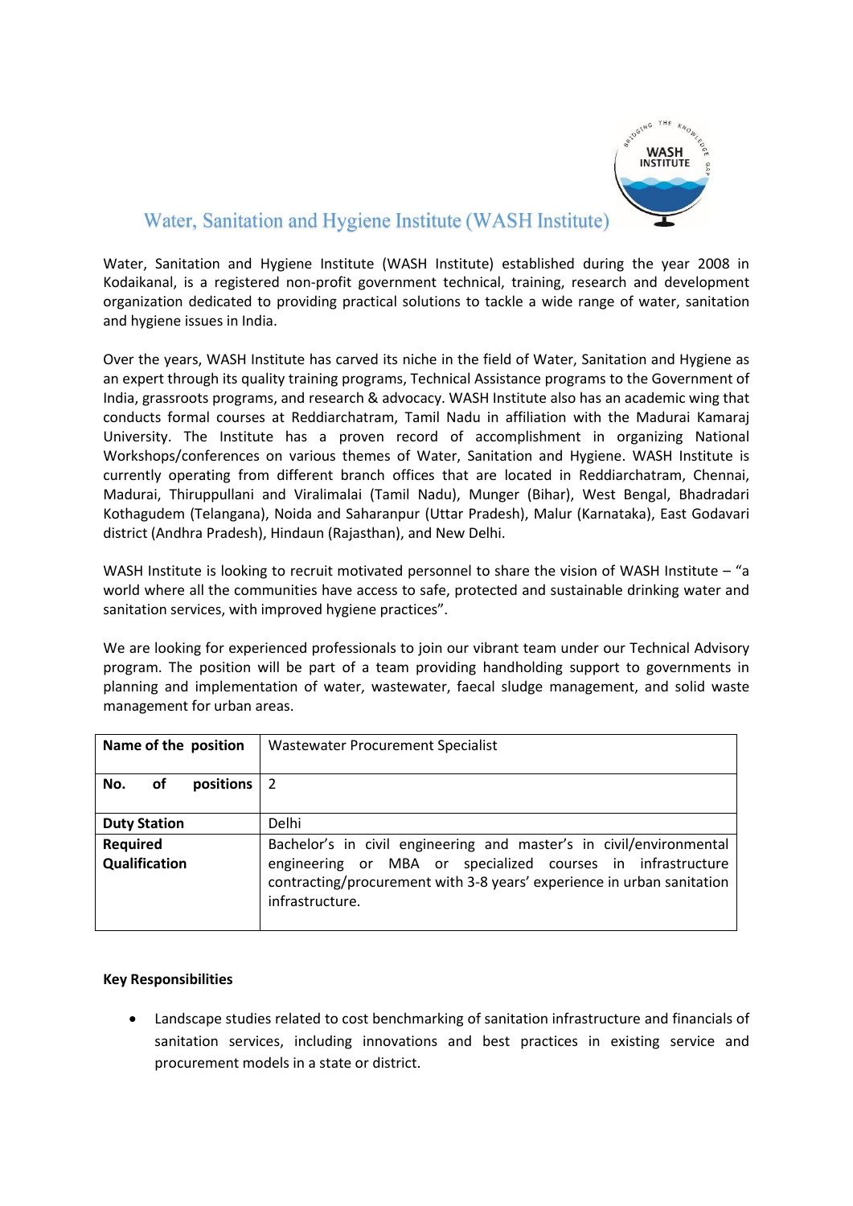# Water, Sanitation and Hygiene Institute (WASH Institute)

Water, Sanitation and Hygiene Institute (WASH Institute) established during the year 2008 in Kodaikanal, is a registered non-profit government technical, training, research and development organization dedicated to providing practical solutions to tackle a wide range of water, sanitation and hygiene issues in India.

Over the years, WASH Institute has carved its niche in the field of Water, Sanitation and Hygiene as an expert through its quality training programs, Technical Assistance programs to the Government of India, grassroots programs, and research & advocacy. WASH Institute also has an academic wing that conducts formal courses at Reddiarchatram, Tamil Nadu in affiliation with the Madurai Kamaraj University. The Institute has a proven record of accomplishment in organizing National Workshops/conferences on various themes of Water, Sanitation and Hygiene. WASH Institute is currently operating from different branch offices that are located in Reddiarchatram, Chennai, Madurai, Thiruppullani and Viralimalai (Tamil Nadu), Munger (Bihar), West Bengal, Bhadradari Kothagudem (Telangana), Noida and Saharanpur (Uttar Pradesh), Malur (Karnataka), East Godavari district (Andhra Pradesh), Hindaun (Rajasthan), and New Delhi.

WASH Institute is looking to recruit motivated personnel to share the vision of WASH Institute – "a world where all the communities have access to safe, protected and sustainable drinking water and sanitation services, with improved hygiene practices".

We are looking for experienced professionals to join our vibrant team under our Technical Advisory program. The position will be part of a team providing handholding support to governments in planning and implementation of water, wastewater, faecal sludge management, and solid waste management for urban areas.

| **Name of the position** | Wastewater Procurement Specialist |
|---|---|
| **No. of positions** | 2 |
| **Duty Station** | Delhi |
| **Required Qualification** | Bachelor's in civil engineering and master's in civil/environmental engineering or MBA or specialized courses in infrastructure contracting/procurement with 3-8 years' experience in urban sanitation infrastructure. |

**Key Responsibilities**

- Landscape studies related to cost benchmarking of sanitation infrastructure and financials of sanitation services, including innovations and best practices in existing service and procurement models in a state or district.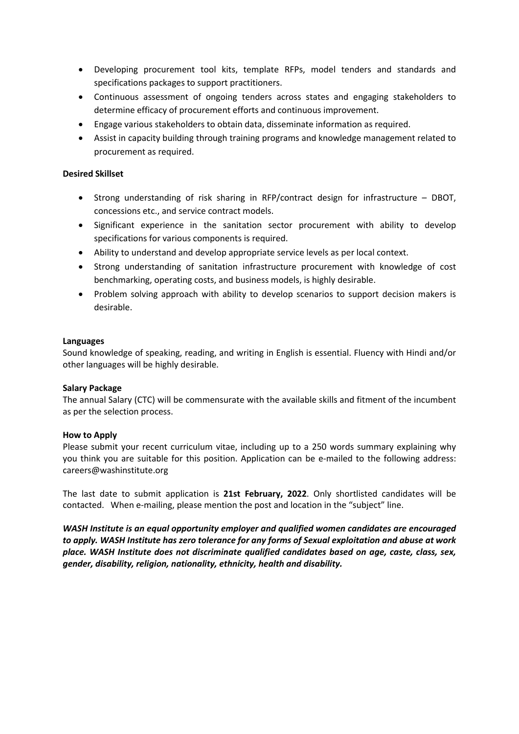- Developing procurement tool kits, template RFPs, model tenders and standards and specifications packages to support practitioners.
- Continuous assessment of ongoing tenders across states and engaging stakeholders to determine efficacy of procurement efforts and continuous improvement.
- Engage various stakeholders to obtain data, disseminate information as required.
- Assist in capacity building through training programs and knowledge management related to procurement as required.

**Desired Skillset**

- Strong understanding of risk sharing in RFP/contract design for infrastructure – DBOT, concessions etc., and service contract models.
- Significant experience in the sanitation sector procurement with ability to develop specifications for various components is required.
- Ability to understand and develop appropriate service levels as per local context.
- Strong understanding of sanitation infrastructure procurement with knowledge of cost benchmarking, operating costs, and business models, is highly desirable.
- Problem solving approach with ability to develop scenarios to support decision makers is desirable.

**Languages**

Sound knowledge of speaking, reading, and writing in English is essential. Fluency with Hindi and/or other languages will be highly desirable.

**Salary Package**

The annual Salary (CTC) will be commensurate with the available skills and fitment of the incumbent as per the selection process.

**How to Apply**

Please submit your recent curriculum vitae, including up to a 250 words summary explaining why you think you are suitable for this position. Application can be e-mailed to the following address: careers@washinstitute.org

The last date to submit application is **21st February, 2022**. Only shortlisted candidates will be contacted. When e-mailing, please mention the post and location in the “subject” line.

***WASH Institute is an equal opportunity employer and qualified women candidates are encouraged to apply. WASH Institute has zero tolerance for any forms of Sexual exploitation and abuse at work place. WASH Institute does not discriminate qualified candidates based on age, caste, class, sex, gender, disability, religion, nationality, ethnicity, health and disability.***